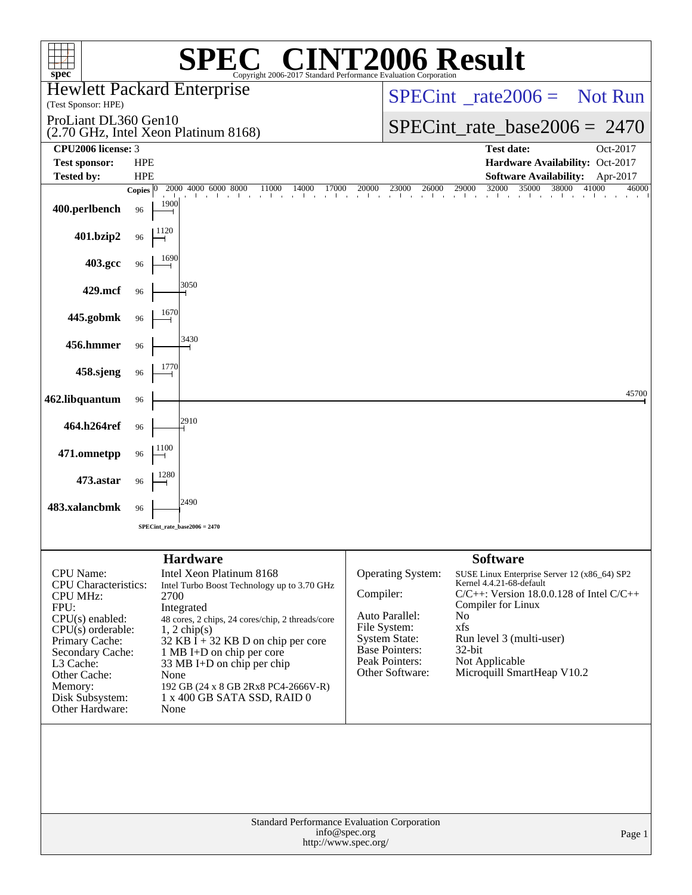# SPEC CINT2006 Result

Copyright 2006-2017 Standard Performance Evaluation Corporation

**Hewlett Packard Enterprise**
(Test Sponsor: HPE)

ProLiant DL360 Gen10
(2.70 GHz, Intel Xeon Platinum 8168)

SPECint_rate2006 = Not Run

SPECint_rate_base2006 = 2470

| | | | |
|---|---|---|---|
| **CPU2006 license:** | 3 | **Test date:** | Oct-2017 |
| **Test sponsor:** | HPE | **Hardware Availability:** | Oct-2017 |
| **Tested by:** | HPE | **Software Availability:** | Apr-2017 |

| Benchmark | Copies | Base Ratio |
|---|---|---|
| 400.perlbench | 96 | 1900 |
| 401.bzip2 | 96 | 1120 |
| 403.gcc | 96 | 1690 |
| 429.mcf | 96 | 3050 |
| 445.gobmk | 96 | 1670 |
| 456.hmmer | 96 | 3430 |
| 458.sjeng | 96 | 1770 |
| 462.libquantum | 96 | 45700 |
| 464.h264ref | 96 | 2910 |
| 471.omnetpp | 96 | 1100 |
| 473.astar | 96 | 1280 |
| 483.xalancbmk | 96 | 2490 |

SPECint_rate_base2006 = 2470

## Hardware

| | |
|---|---|
| CPU Name: | Intel Xeon Platinum 8168 |
| CPU Characteristics: | Intel Turbo Boost Technology up to 3.70 GHz |
| CPU MHz: | 2700 |
| FPU: | Integrated |
| CPU(s) enabled: | 48 cores, 2 chips, 24 cores/chip, 2 threads/core |
| CPU(s) orderable: | 1, 2 chip(s) |
| Primary Cache: | 32 KB I + 32 KB D on chip per core |
| Secondary Cache: | 1 MB I+D on chip per core |
| L3 Cache: | 33 MB I+D on chip per chip |
| Other Cache: | None |
| Memory: | 192 GB (24 x 8 GB 2Rx8 PC4-2666V-R) |
| Disk Subsystem: | 1 x 400 GB SATA SSD, RAID 0 |
| Other Hardware: | None |

## Software

| | |
|---|---|
| Operating System: | SUSE Linux Enterprise Server 12 (x86_64) SP2 Kernel 4.4.21-68-default |
| Compiler: | C/C++: Version 18.0.0.128 of Intel C/C++ Compiler for Linux |
| Auto Parallel: | No |
| File System: | xfs |
| System State: | Run level 3 (multi-user) |
| Base Pointers: | 32-bit |
| Peak Pointers: | Not Applicable |
| Other Software: | Microquill SmartHeap V10.2 |

Standard Performance Evaluation Corporation
info@spec.org
http://www.spec.org/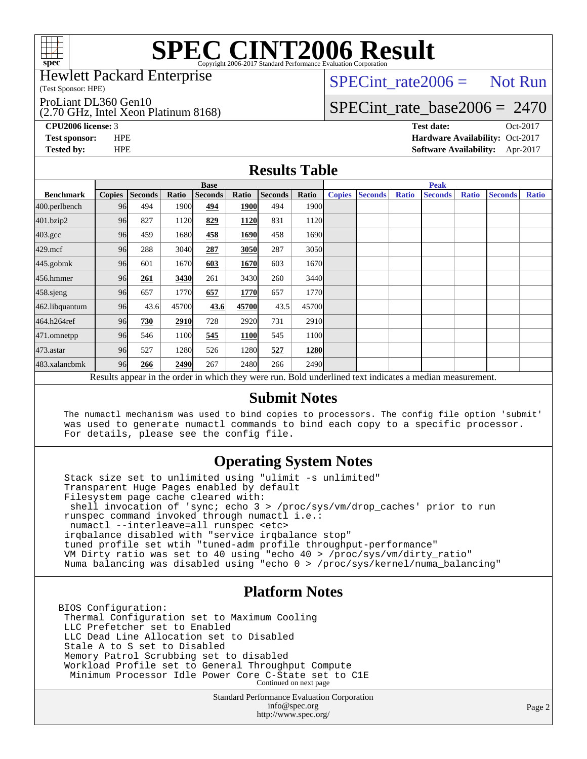# SPEC CINT2006 Result

Copyright 2006-2017 Standard Performance Evaluation Corporation

**Hewlett Packard Enterprise**
(Test Sponsor: HPE)

ProLiant DL360 Gen10
(2.70 GHz, Intel Xeon Platinum 8168)

SPECint_rate2006 = Not Run

SPECint_rate_base2006 = 2470

| | | | |
|---|---|---|---|
| **CPU2006 license:** | 3 | **Test date:** | Oct-2017 |
| **Test sponsor:** | HPE | **Hardware Availability:** | Oct-2017 |
| **Tested by:** | HPE | **Software Availability:** | Apr-2017 |

## Results Table

| | Base | | | | | | | Peak | | | | | | |
|---|---|---|---|---|---|---|---|---|---|---|---|---|---|---|
| **Benchmark** | **Copies** | **Seconds** | **Ratio** | **Seconds** | **Ratio** | **Seconds** | **Ratio** | **Copies** | **Seconds** | **Ratio** | **Seconds** | **Ratio** | **Seconds** | **Ratio** |
| 400.perlbench | 96 | 494 | 1900 | **494** | **1900** | 494 | 1900 | | | | | | | |
| 401.bzip2 | 96 | 827 | 1120 | **829** | **1120** | 831 | 1120 | | | | | | | |
| 403.gcc | 96 | 459 | 1680 | **458** | **1690** | 458 | 1690 | | | | | | | |
| 429.mcf | 96 | 288 | 3040 | **287** | **3050** | 287 | 3050 | | | | | | | |
| 445.gobmk | 96 | 601 | 1670 | **603** | **1670** | 603 | 1670 | | | | | | | |
| 456.hmmer | 96 | **261** | **3430** | 261 | 3430 | 260 | 3440 | | | | | | | |
| 458.sjeng | 96 | 657 | 1770 | **657** | **1770** | 657 | 1770 | | | | | | | |
| 462.libquantum | 96 | 43.6 | 45700 | **43.6** | **45700** | 43.5 | 45700 | | | | | | | |
| 464.h264ref | 96 | **730** | **2910** | 728 | 2920 | 731 | 2910 | | | | | | | |
| 471.omnetpp | 96 | 546 | 1100 | **545** | **1100** | 545 | 1100 | | | | | | | |
| 473.astar | 96 | 527 | 1280 | 526 | 1280 | **527** | **1280** | | | | | | | |
| 483.xalancbmk | 96 | **266** | **2490** | 267 | 2480 | 266 | 2490 | | | | | | | |

Results appear in the order in which they were run. Bold underlined text indicates a median measurement.

## Submit Notes

```
The numactl mechanism was used to bind copies to processors. The config file option 'submit'
was used to generate numactl commands to bind each copy to a specific processor.
For details, please see the config file.
```

## Operating System Notes

```
Stack size set to unlimited using "ulimit -s unlimited"
Transparent Huge Pages enabled by default
Filesystem page cache cleared with:
 shell invocation of 'sync; echo 3 > /proc/sys/vm/drop_caches' prior to run
runspec command invoked through numactl i.e.:
 numactl --interleave=all runspec <etc>
irqbalance disabled with "service irqbalance stop"
tuned profile set wtih "tuned-adm profile throughput-performance"
VM Dirty ratio was set to 40 using "echo 40 > /proc/sys/vm/dirty_ratio"
Numa balancing was disabled using "echo 0 > /proc/sys/kernel/numa_balancing"
```

## Platform Notes

```
BIOS Configuration:
 Thermal Configuration set to Maximum Cooling
 LLC Prefetcher set to Enabled
 LLC Dead Line Allocation set to Disabled
 Stale A to S set to Disabled
 Memory Patrol Scrubbing set to disabled
 Workload Profile set to General Throughput Compute
  Minimum Processor Idle Power Core C-State set to C1E
```

Continued on next page

Standard Performance Evaluation Corporation
info@spec.org
http://www.spec.org/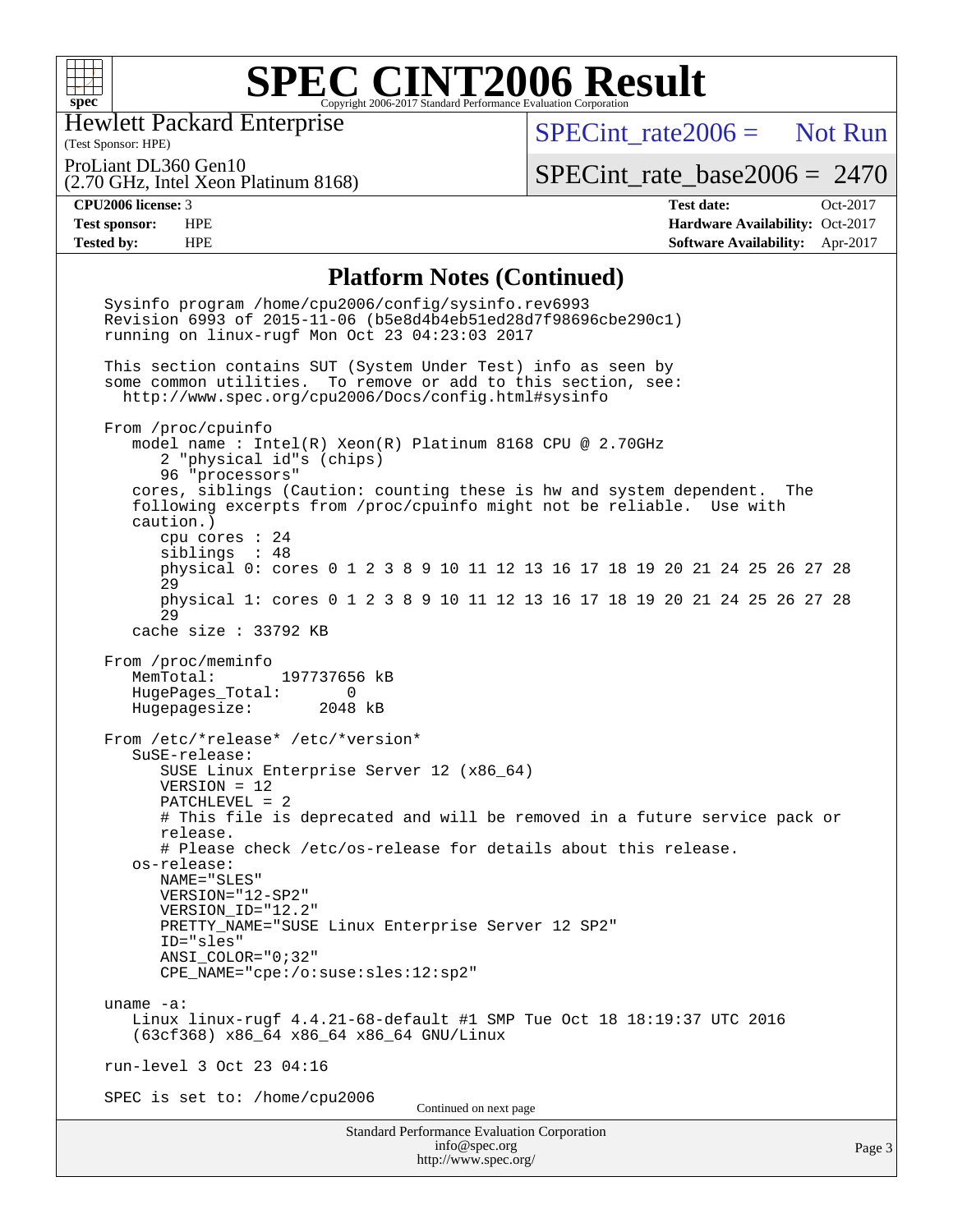# SPEC CINT2006 Result

Copyright 2006-2017 Standard Performance Evaluation Corporation

Hewlett Packard Enterprise
(Test Sponsor: HPE)

ProLiant DL360 Gen10
(2.70 GHz, Intel Xeon Platinum 8168)

SPECint_rate2006 = Not Run

SPECint_rate_base2006 = 2470

| | | | |
|---|---|---|---|
| **CPU2006 license:** 3 | | **Test date:** | Oct-2017 |
| **Test sponsor:** | HPE | **Hardware Availability:** | Oct-2017 |
| **Tested by:** | HPE | **Software Availability:** | Apr-2017 |

## Platform Notes (Continued)

```
Sysinfo program /home/cpu2006/config/sysinfo.rev6993
Revision 6993 of 2015-11-06 (b5e8d4b4eb51ed28d7f98696cbe290c1)
running on linux-rugf Mon Oct 23 04:23:03 2017

This section contains SUT (System Under Test) info as seen by
some common utilities.  To remove or add to this section, see:
  http://www.spec.org/cpu2006/Docs/config.html#sysinfo

From /proc/cpuinfo
   model name : Intel(R) Xeon(R) Platinum 8168 CPU @ 2.70GHz
      2 "physical id"s (chips)
      96 "processors"
   cores, siblings (Caution: counting these is hw and system dependent.  The
   following excerpts from /proc/cpuinfo might not be reliable.  Use with
   caution.)
      cpu cores : 24
      siblings  : 48
      physical 0: cores 0 1 2 3 8 9 10 11 12 13 16 17 18 19 20 21 24 25 26 27 28
      29
      physical 1: cores 0 1 2 3 8 9 10 11 12 13 16 17 18 19 20 21 24 25 26 27 28
      29
   cache size : 33792 KB

From /proc/meminfo
   MemTotal:       197737656 kB
   HugePages_Total:       0
   Hugepagesize:       2048 kB

From /etc/*release* /etc/*version*
   SuSE-release:
      SUSE Linux Enterprise Server 12 (x86_64)
      VERSION = 12
      PATCHLEVEL = 2
      # This file is deprecated and will be removed in a future service pack or
      release.
      # Please check /etc/os-release for details about this release.
   os-release:
      NAME="SLES"
      VERSION="12-SP2"
      VERSION_ID="12.2"
      PRETTY_NAME="SUSE Linux Enterprise Server 12 SP2"
      ID="sles"
      ANSI_COLOR="0;32"
      CPE_NAME="cpe:/o:suse:sles:12:sp2"

uname -a:
   Linux linux-rugf 4.4.21-68-default #1 SMP Tue Oct 18 18:19:37 UTC 2016
   (63cf368) x86_64 x86_64 x86_64 GNU/Linux

run-level 3 Oct 23 04:16

SPEC is set to: /home/cpu2006
```

Continued on next page

Standard Performance Evaluation Corporation
info@spec.org
http://www.spec.org/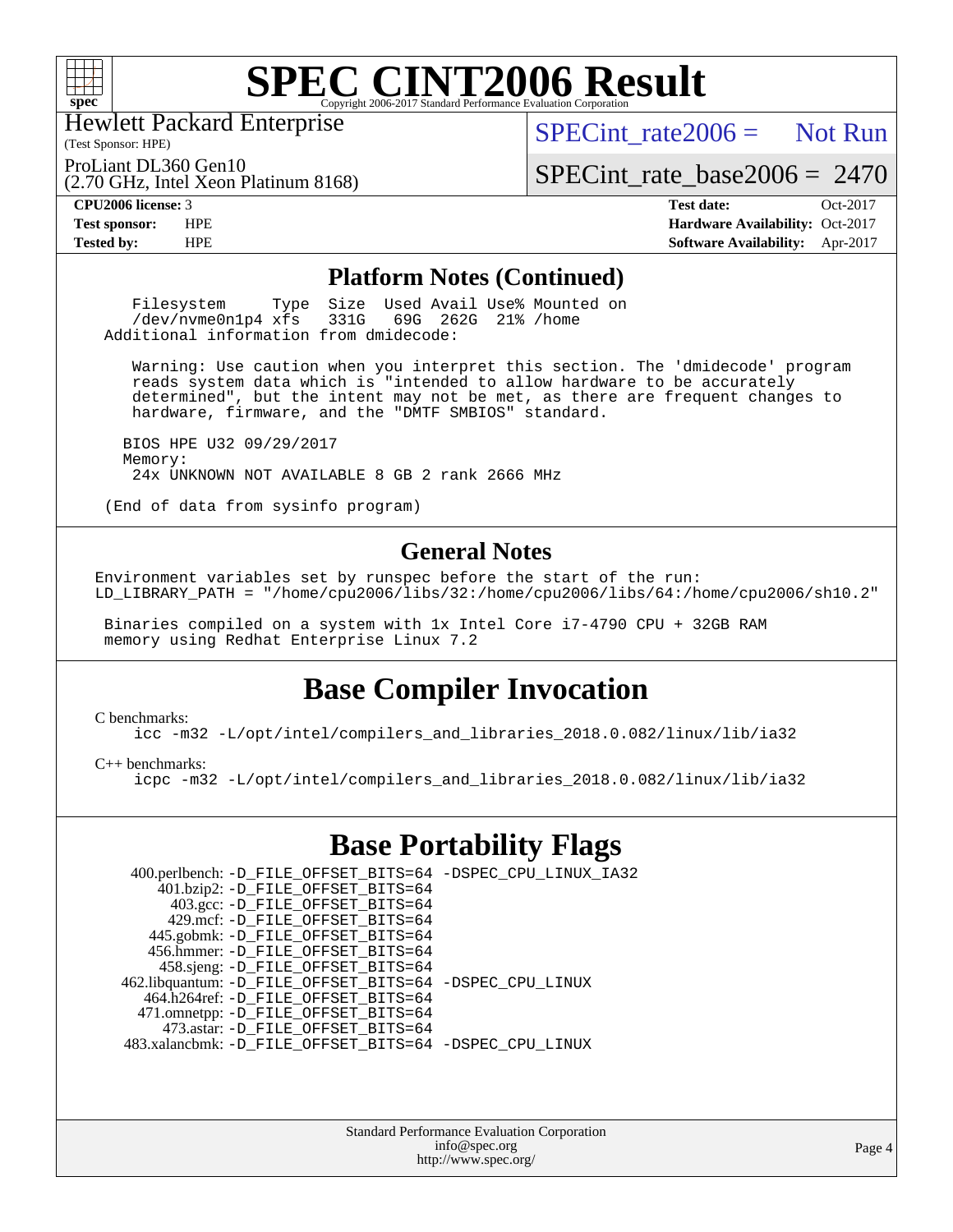# SPEC CINT2006 Result

Hewlett Packard Enterprise
(Test Sponsor: HPE)

ProLiant DL360 Gen10
(2.70 GHz, Intel Xeon Platinum 8168)

SPECint_rate2006 = Not Run

SPECint_rate_base2006 = 2470

**CPU2006 license:** 3
**Test sponsor:** HPE
**Tested by:** HPE

**Test date:** Oct-2017
**Hardware Availability:** Oct-2017
**Software Availability:** Apr-2017

## Platform Notes (Continued)

```
   Filesystem     Type  Size  Used Avail Use% Mounted on
   /dev/nvme0n1p4 xfs   331G   69G  262G  21% /home
Additional information from dmidecode:

   Warning: Use caution when you interpret this section. The 'dmidecode' program
   reads system data which is "intended to allow hardware to be accurately
   determined", but the intent may not be met, as there are frequent changes to
   hardware, firmware, and the "DMTF SMBIOS" standard.

  BIOS HPE U32 09/29/2017
  Memory:
   24x UNKNOWN NOT AVAILABLE 8 GB 2 rank 2666 MHz

(End of data from sysinfo program)
```

## General Notes

```
Environment variables set by runspec before the start of the run:
LD_LIBRARY_PATH = "/home/cpu2006/libs/32:/home/cpu2006/libs/64:/home/cpu2006/sh10.2"

 Binaries compiled on a system with 1x Intel Core i7-4790 CPU + 32GB RAM
 memory using Redhat Enterprise Linux 7.2
```

## Base Compiler Invocation

C benchmarks:
icc -m32 -L/opt/intel/compilers_and_libraries_2018.0.082/linux/lib/ia32

C++ benchmarks:
icpc -m32 -L/opt/intel/compilers_and_libraries_2018.0.082/linux/lib/ia32

## Base Portability Flags

400.perlbench: -D_FILE_OFFSET_BITS=64 -DSPEC_CPU_LINUX_IA32
401.bzip2: -D_FILE_OFFSET_BITS=64
403.gcc: -D_FILE_OFFSET_BITS=64
429.mcf: -D_FILE_OFFSET_BITS=64
445.gobmk: -D_FILE_OFFSET_BITS=64
456.hmmer: -D_FILE_OFFSET_BITS=64
458.sjeng: -D_FILE_OFFSET_BITS=64
462.libquantum: -D_FILE_OFFSET_BITS=64 -DSPEC_CPU_LINUX
464.h264ref: -D_FILE_OFFSET_BITS=64
471.omnetpp: -D_FILE_OFFSET_BITS=64
473.astar: -D_FILE_OFFSET_BITS=64
483.xalancbmk: -D_FILE_OFFSET_BITS=64 -DSPEC_CPU_LINUX

Standard Performance Evaluation Corporation
info@spec.org
http://www.spec.org/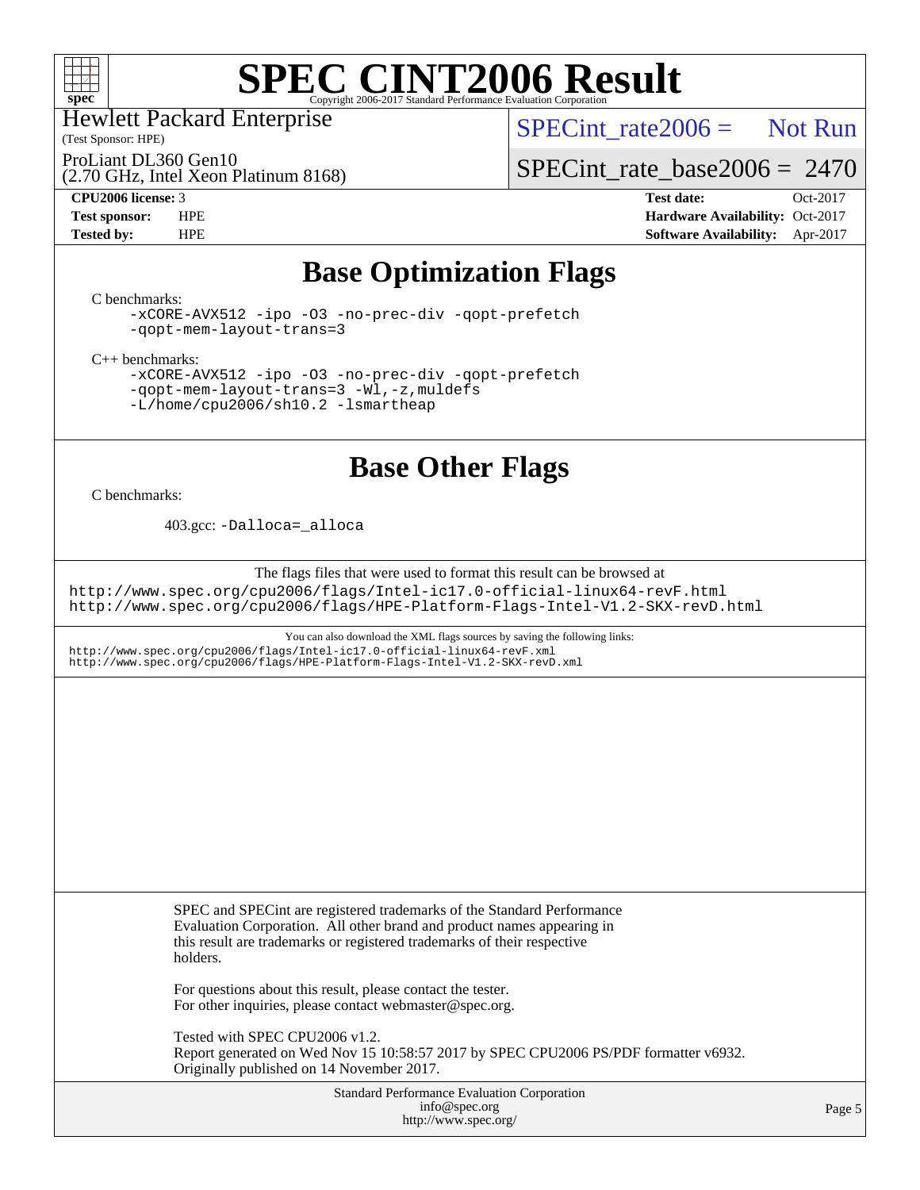# SPEC CINT2006 Result

Hewlett Packard Enterprise
(Test Sponsor: HPE)

ProLiant DL360 Gen10
(2.70 GHz, Intel Xeon Platinum 8168)

SPECint_rate2006 = Not Run

SPECint_rate_base2006 = 2470

| | | | |
|---|---|---|---|
| **CPU2006 license:** 3 | | **Test date:** | Oct-2017 |
| **Test sponsor:** | HPE | **Hardware Availability:** | Oct-2017 |
| **Tested by:** | HPE | **Software Availability:** | Apr-2017 |

## Base Optimization Flags

C benchmarks:

```
-xCORE-AVX512 -ipo -O3 -no-prec-div -qopt-prefetch
-qopt-mem-layout-trans=3
```

C++ benchmarks:

```
-xCORE-AVX512 -ipo -O3 -no-prec-div -qopt-prefetch
-qopt-mem-layout-trans=3 -Wl,-z,muldefs
-L/home/cpu2006/sh10.2 -lsmartheap
```

## Base Other Flags

C benchmarks:

403.gcc: `-Dalloca=_alloca`

The flags files that were used to format this result can be browsed at
http://www.spec.org/cpu2006/flags/Intel-ic17.0-official-linux64-revF.html
http://www.spec.org/cpu2006/flags/HPE-Platform-Flags-Intel-V1.2-SKX-revD.html

You can also download the XML flags sources by saving the following links:
http://www.spec.org/cpu2006/flags/Intel-ic17.0-official-linux64-revF.xml
http://www.spec.org/cpu2006/flags/HPE-Platform-Flags-Intel-V1.2-SKX-revD.xml

SPEC and SPECint are registered trademarks of the Standard Performance Evaluation Corporation. All other brand and product names appearing in this result are trademarks or registered trademarks of their respective holders.

For questions about this result, please contact the tester.
For other inquiries, please contact webmaster@spec.org.

Tested with SPEC CPU2006 v1.2.
Report generated on Wed Nov 15 10:58:57 2017 by SPEC CPU2006 PS/PDF formatter v6932.
Originally published on 14 November 2017.